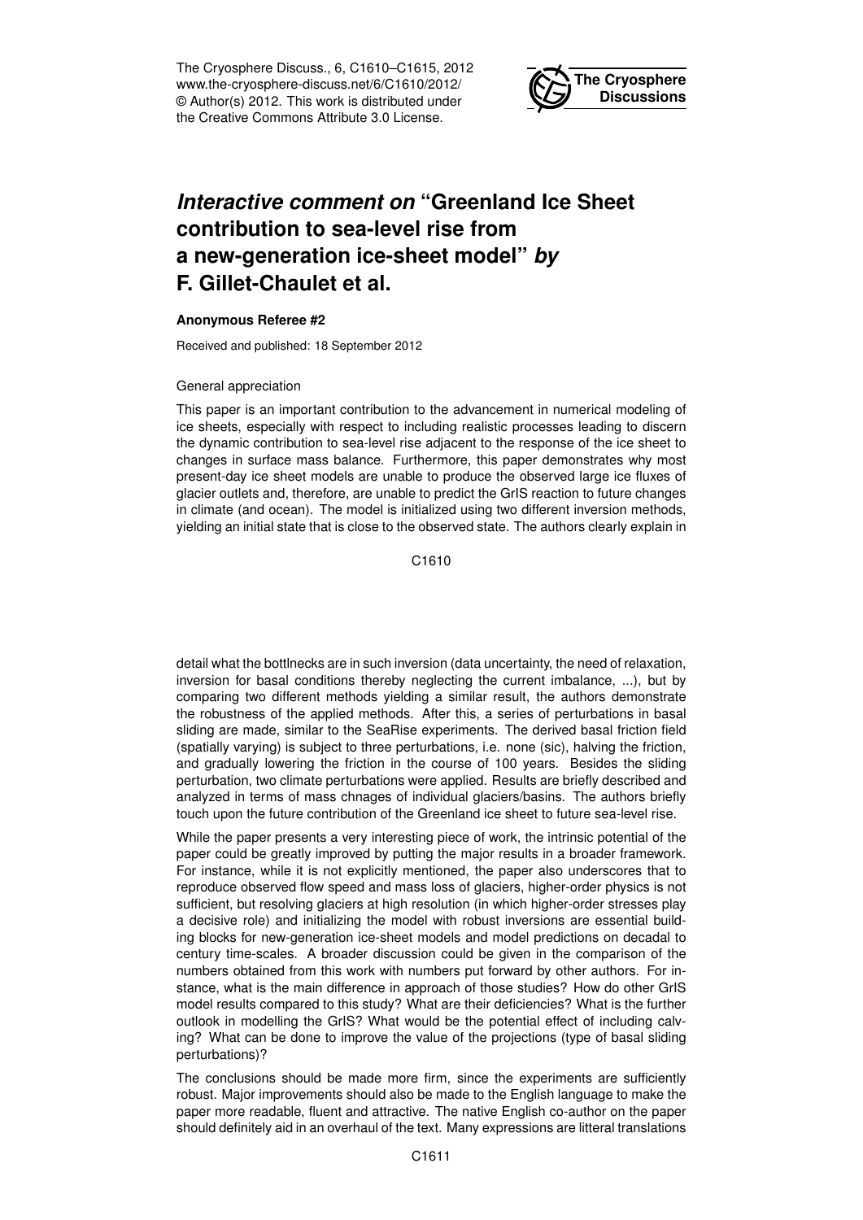# *Interactive comment on* "Greenland Ice Sheet contribution to sea-level rise from a new-generation ice-sheet model" *by* F. Gillet-Chaulet et al.

**Anonymous Referee #2**

Received and published: 18 September 2012

General appreciation

This paper is an important contribution to the advancement in numerical modeling of ice sheets, especially with respect to including realistic processes leading to discern the dynamic contribution to sea-level rise adjacent to the response of the ice sheet to changes in surface mass balance. Furthermore, this paper demonstrates why most present-day ice sheet models are unable to produce the observed large ice fluxes of glacier outlets and, therefore, are unable to predict the GrIS reaction to future changes in climate (and ocean). The model is initialized using two different inversion methods, yielding an initial state that is close to the observed state. The authors clearly explain in detail what the bottllnecks are in such inversion (data uncertainty, the need of relaxation, inversion for basal conditions thereby neglecting the current imbalance, ...), but by comparing two different methods yielding a similar result, the authors demonstrate the robustness of the applied methods. After this, a series of perturbations in basal sliding are made, similar to the SeaRise experiments. The derived basal friction field (spatially varying) is subject to three perturbations, i.e. none (sic), halving the friction, and gradually lowering the friction in the course of 100 years. Besides the sliding perturbation, two climate perturbations were applied. Results are briefly described and analyzed in terms of mass chnages of individual glaciers/basins. The authors briefly touch upon the future contribution of the Greenland ice sheet to future sea-level rise.

While the paper presents a very interesting piece of work, the intrinsic potential of the paper could be greatly improved by putting the major results in a broader framework. For instance, while it is not explicitly mentioned, the paper also underscores that to reproduce observed flow speed and mass loss of glaciers, higher-order physics is not sufficient, but resolving glaciers at high resolution (in which higher-order stresses play a decisive role) and initializing the model with robust inversions are essential building blocks for new-generation ice-sheet models and model predictions on decadal to century time-scales. A broader discussion could be given in the comparison of the numbers obtained from this work with numbers put forward by other authors. For instance, what is the main difference in approach of those studies? How do other GrIS model results compared to this study? What are their deficiencies? What is the further outlook in modelling the GrIS? What would be the potential effect of including calving? What can be done to improve the value of the projections (type of basal sliding perturbations)?

The conclusions should be made more firm, since the experiments are sufficiently robust. Major improvements should also be made to the English language to make the paper more readable, fluent and attractive. The native English co-author on the paper should definitely aid in an overhaul of the text. Many expressions are litteral translations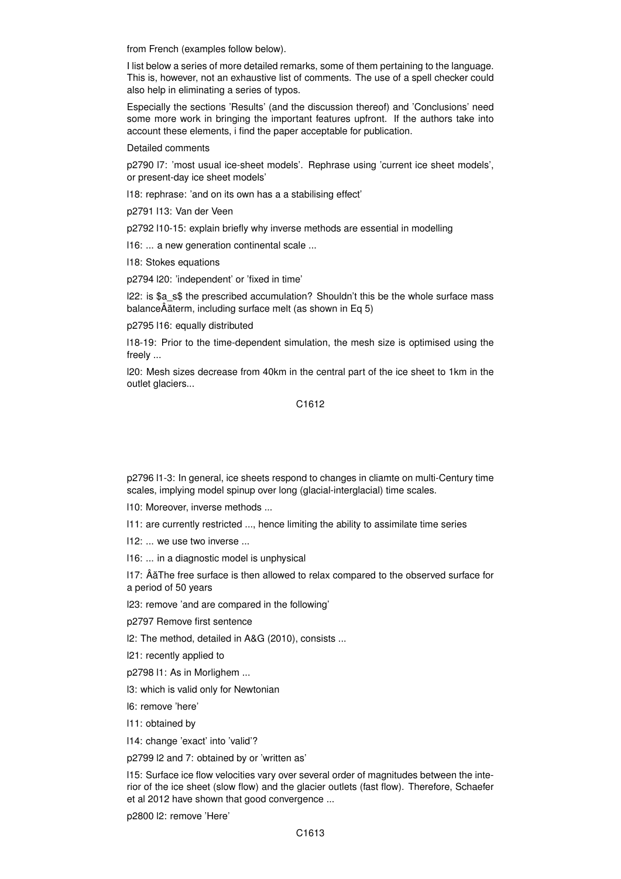from French (examples follow below).

I list below a series of more detailed remarks, some of them pertaining to the language. This is, however, not an exhaustive list of comments. The use of a spell checker could also help in eliminating a series of typos.

Especially the sections 'Results' (and the discussion thereof) and 'Conclusions' need some more work in bringing the important features upfront. If the authors take into account these elements, i find the paper acceptable for publication.

Detailed comments

p2790 l7: 'most usual ice-sheet models'. Rephrase using 'current ice sheet models', or present-day ice sheet models'

l18: rephrase: 'and on its own has a a stabilising effect'

p2791 l13: Van der Veen

p2792 l10-15: explain briefly why inverse methods are essential in modelling

l16: ... a new generation continental scale ...

l18: Stokes equations

p2794 l20: 'independent' or 'fixed in time'

l22: is $a_s$ the prescribed accumulation? Shouldn't this be the whole surface mass balanceÂăterm, including surface melt (as shown in Eq 5)

p2795 l16: equally distributed

l18-19: Prior to the time-dependent simulation, the mesh size is optimised using the freely ...

l20: Mesh sizes decrease from 40km in the central part of the ice sheet to 1km in the outlet glaciers...

p2796 l1-3: In general, ice sheets respond to changes in cliamte on multi-Century time scales, implying model spinup over long (glacial-interglacial) time scales.

l10: Moreover, inverse methods ...

l11: are currently restricted ..., hence limiting the ability to assimilate time series

l12: ... we use two inverse ...

l16: ... in a diagnostic model is unphysical

l17: ÂăThe free surface is then allowed to relax compared to the observed surface for a period of 50 years

l23: remove 'and are compared in the following'

p2797 Remove first sentence

l2: The method, detailed in A&G (2010), consists ...

l21: recently applied to

p2798 l1: As in Morlighem ...

l3: which is valid only for Newtonian

l6: remove 'here'

l11: obtained by

l14: change 'exact' into 'valid'?

p2799 l2 and 7: obtained by or 'written as'

l15: Surface ice flow velocities vary over several order of magnitudes between the interior of the ice sheet (slow flow) and the glacier outlets (fast flow). Therefore, Schaefer et al 2012 have shown that good convergence ...

p2800 l2: remove 'Here'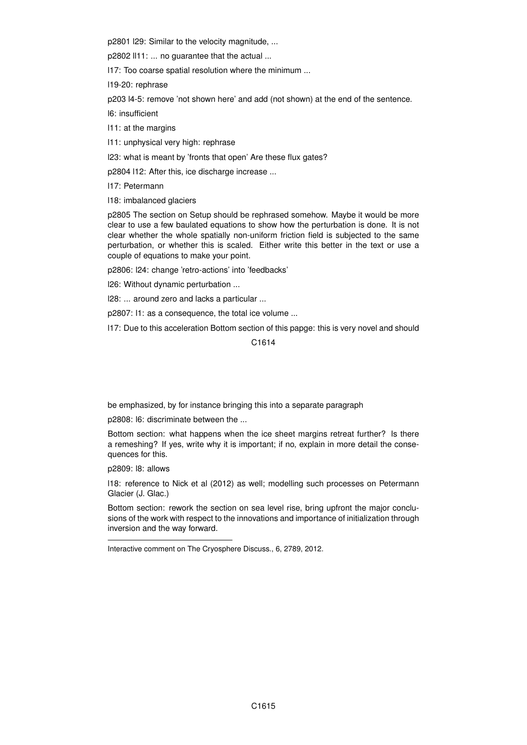p2801 l29: Similar to the velocity magnitude, ...

p2802 ll11: ... no guarantee that the actual ...

l17: Too coarse spatial resolution where the minimum ...

l19-20: rephrase

p203 l4-5: remove 'not shown here' and add (not shown) at the end of the sentence.

l6: insufficient

l11: at the margins

l11: unphysical very high: rephrase

l23: what is meant by 'fronts that open' Are these flux gates?

p2804 l12: After this, ice discharge increase ...

l17: Petermann

l18: imbalanced glaciers

p2805 The section on Setup should be rephrased somehow. Maybe it would be more clear to use a few baulated equations to show how the perturbation is done. It is not clear whether the whole spatially non-uniform friction field is subjected to the same perturbation, or whether this is scaled. Either write this better in the text or use a couple of equations to make your point.

p2806: l24: change 'retro-actions' into 'feedbacks'

l26: Without dynamic perturbation ...

l28: ... around zero and lacks a particular ...

p2807: l1: as a consequence, the total ice volume ...

l17: Due to this acceleration Bottom section of this papge: this is very novel and should be emphasized, by for instance bringing this into a separate paragraph

p2808: l6: discriminate between the ...

Bottom section: what happens when the ice sheet margins retreat further? Is there a remeshing? If yes, write why it is important; if no, explain in more detail the consequences for this.

p2809: l8: allows

l18: reference to Nick et al (2012) as well; modelling such processes on Petermann Glacier (J. Glac.)

Bottom section: rework the section on sea level rise, bring upfront the major conclusions of the work with respect to the innovations and importance of initialization through inversion and the way forward.

---

Interactive comment on The Cryosphere Discuss., 6, 2789, 2012.